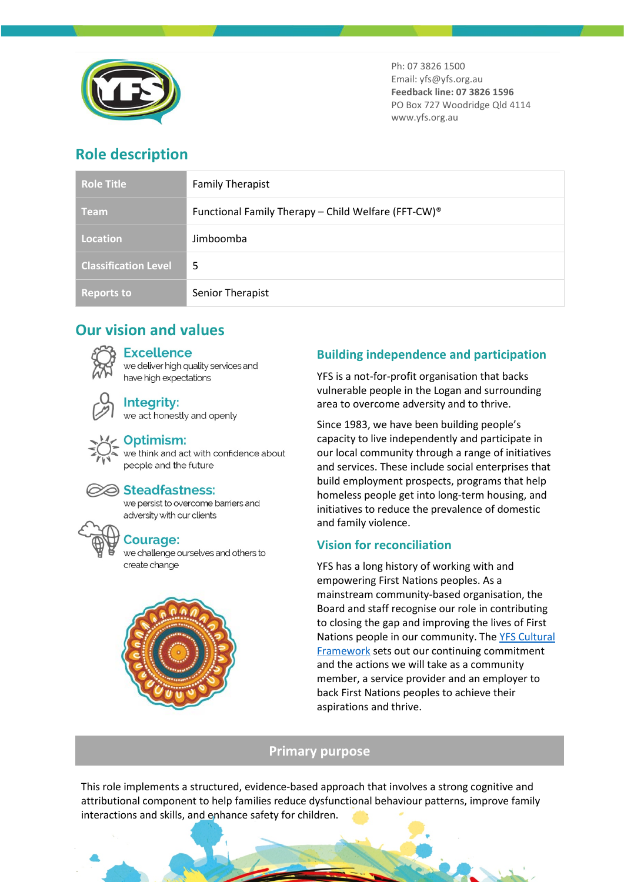Ph: 07 3826 1500
Email: yfs@yfs.org.au
**Feedback line: 07 3826 1596**
PO Box 727 Woodridge Qld 4114
www.yfs.org.au

## Role description

| **Role Title** | Family Therapist |
|---|---|
| **Team** | Functional Family Therapy – Child Welfare (FFT-CW)® |
| **Location** | Jimboomba |
| **Classification Level** | 5 |
| **Reports to** | Senior Therapist |

## Our vision and values

**Excellence**
we deliver high quality services and have high expectations

**Integrity:**
we act honestly and openly

**Optimism:**
we think and act with confidence about people and the future

**Steadfastness:**
we persist to overcome barriers and adversity with our clients

**Courage:**
we challenge ourselves and others to create change

### Building independence and participation

YFS is a not-for-profit organisation that backs vulnerable people in the Logan and surrounding area to overcome adversity and to thrive.

Since 1983, we have been building people's capacity to live independently and participate in our local community through a range of initiatives and services. These include social enterprises that build employment prospects, programs that help homeless people get into long-term housing, and initiatives to reduce the prevalence of domestic and family violence.

### Vision for reconciliation

YFS has a long history of working with and empowering First Nations peoples. As a mainstream community-based organisation, the Board and staff recognise our role in contributing to closing the gap and improving the lives of First Nations people in our community. The YFS Cultural Framework sets out our continuing commitment and the actions we will take as a community member, a service provider and an employer to back First Nations peoples to achieve their aspirations and thrive.

## Primary purpose

This role implements a structured, evidence-based approach that involves a strong cognitive and attributional component to help families reduce dysfunctional behaviour patterns, improve family interactions and skills, and enhance safety for children.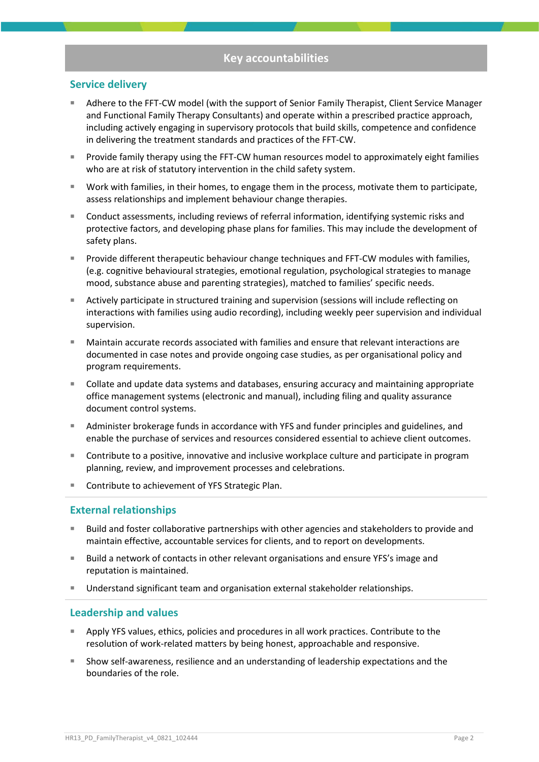## Key accountabilities

### Service delivery

- Adhere to the FFT-CW model (with the support of Senior Family Therapist, Client Service Manager and Functional Family Therapy Consultants) and operate within a prescribed practice approach, including actively engaging in supervisory protocols that build skills, competence and confidence in delivering the treatment standards and practices of the FFT-CW.
- Provide family therapy using the FFT-CW human resources model to approximately eight families who are at risk of statutory intervention in the child safety system.
- Work with families, in their homes, to engage them in the process, motivate them to participate, assess relationships and implement behaviour change therapies.
- Conduct assessments, including reviews of referral information, identifying systemic risks and protective factors, and developing phase plans for families. This may include the development of safety plans.
- Provide different therapeutic behaviour change techniques and FFT-CW modules with families, (e.g. cognitive behavioural strategies, emotional regulation, psychological strategies to manage mood, substance abuse and parenting strategies), matched to families' specific needs.
- Actively participate in structured training and supervision (sessions will include reflecting on interactions with families using audio recording), including weekly peer supervision and individual supervision.
- Maintain accurate records associated with families and ensure that relevant interactions are documented in case notes and provide ongoing case studies, as per organisational policy and program requirements.
- Collate and update data systems and databases, ensuring accuracy and maintaining appropriate office management systems (electronic and manual), including filing and quality assurance document control systems.
- Administer brokerage funds in accordance with YFS and funder principles and guidelines, and enable the purchase of services and resources considered essential to achieve client outcomes.
- Contribute to a positive, innovative and inclusive workplace culture and participate in program planning, review, and improvement processes and celebrations.
- Contribute to achievement of YFS Strategic Plan.

### External relationships

- Build and foster collaborative partnerships with other agencies and stakeholders to provide and maintain effective, accountable services for clients, and to report on developments.
- Build a network of contacts in other relevant organisations and ensure YFS's image and reputation is maintained.
- Understand significant team and organisation external stakeholder relationships.

### Leadership and values

- Apply YFS values, ethics, policies and procedures in all work practices. Contribute to the resolution of work-related matters by being honest, approachable and responsive.
- Show self-awareness, resilience and an understanding of leadership expectations and the boundaries of the role.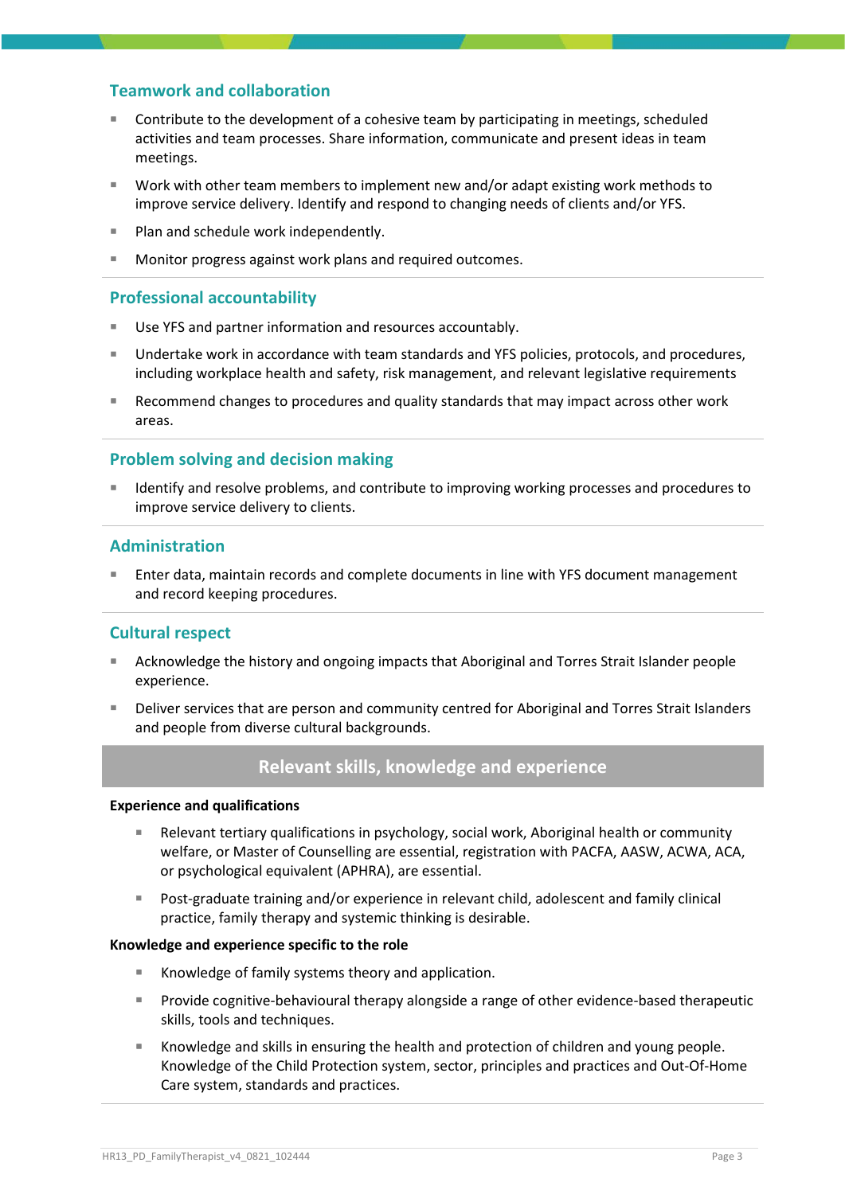### Teamwork and collaboration

- Contribute to the development of a cohesive team by participating in meetings, scheduled activities and team processes. Share information, communicate and present ideas in team meetings.
- Work with other team members to implement new and/or adapt existing work methods to improve service delivery. Identify and respond to changing needs of clients and/or YFS.
- Plan and schedule work independently.
- Monitor progress against work plans and required outcomes.

### Professional accountability

- Use YFS and partner information and resources accountably.
- Undertake work in accordance with team standards and YFS policies, protocols, and procedures, including workplace health and safety, risk management, and relevant legislative requirements
- Recommend changes to procedures and quality standards that may impact across other work areas.

### Problem solving and decision making

- Identify and resolve problems, and contribute to improving working processes and procedures to improve service delivery to clients.

### Administration

- Enter data, maintain records and complete documents in line with YFS document management and record keeping procedures.

### Cultural respect

- Acknowledge the history and ongoing impacts that Aboriginal and Torres Strait Islander people experience.
- Deliver services that are person and community centred for Aboriginal and Torres Strait Islanders and people from diverse cultural backgrounds.

## Relevant skills, knowledge and experience

**Experience and qualifications**

- Relevant tertiary qualifications in psychology, social work, Aboriginal health or community welfare, or Master of Counselling are essential, registration with PACFA, AASW, ACWA, ACA, or psychological equivalent (APHRA), are essential.
- Post-graduate training and/or experience in relevant child, adolescent and family clinical practice, family therapy and systemic thinking is desirable.

**Knowledge and experience specific to the role**

- Knowledge of family systems theory and application.
- Provide cognitive-behavioural therapy alongside a range of other evidence-based therapeutic skills, tools and techniques.
- Knowledge and skills in ensuring the health and protection of children and young people. Knowledge of the Child Protection system, sector, principles and practices and Out-Of-Home Care system, standards and practices.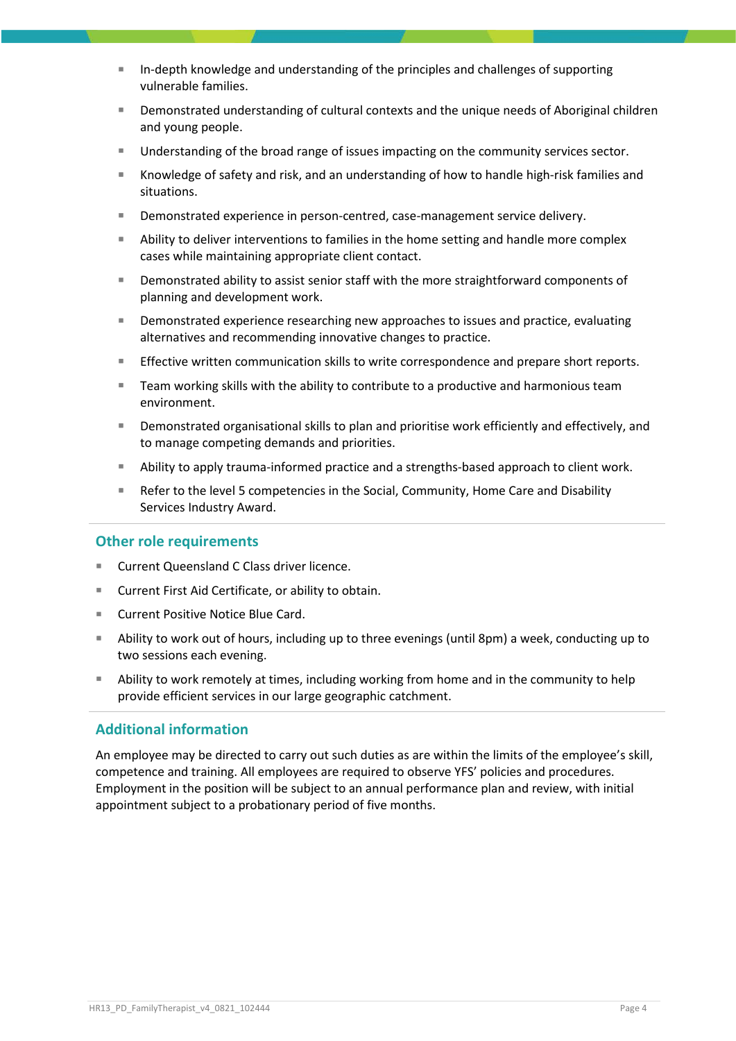- In-depth knowledge and understanding of the principles and challenges of supporting vulnerable families.
- Demonstrated understanding of cultural contexts and the unique needs of Aboriginal children and young people.
- Understanding of the broad range of issues impacting on the community services sector.
- Knowledge of safety and risk, and an understanding of how to handle high-risk families and situations.
- Demonstrated experience in person-centred, case-management service delivery.
- Ability to deliver interventions to families in the home setting and handle more complex cases while maintaining appropriate client contact.
- Demonstrated ability to assist senior staff with the more straightforward components of planning and development work.
- Demonstrated experience researching new approaches to issues and practice, evaluating alternatives and recommending innovative changes to practice.
- Effective written communication skills to write correspondence and prepare short reports.
- Team working skills with the ability to contribute to a productive and harmonious team environment.
- Demonstrated organisational skills to plan and prioritise work efficiently and effectively, and to manage competing demands and priorities.
- Ability to apply trauma-informed practice and a strengths-based approach to client work.
- Refer to the level 5 competencies in the Social, Community, Home Care and Disability Services Industry Award.

## Other role requirements

- Current Queensland C Class driver licence.
- Current First Aid Certificate, or ability to obtain.
- Current Positive Notice Blue Card.
- Ability to work out of hours, including up to three evenings (until 8pm) a week, conducting up to two sessions each evening.
- Ability to work remotely at times, including working from home and in the community to help provide efficient services in our large geographic catchment.

## Additional information

An employee may be directed to carry out such duties as are within the limits of the employee's skill, competence and training. All employees are required to observe YFS' policies and procedures. Employment in the position will be subject to an annual performance plan and review, with initial appointment subject to a probationary period of five months.